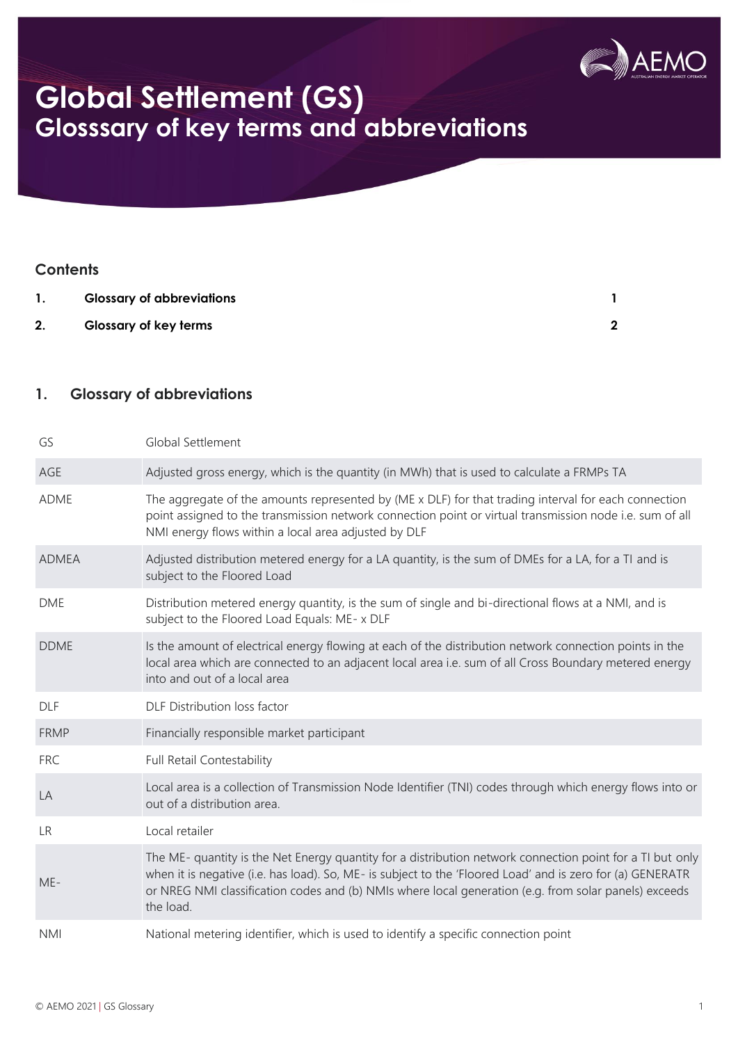# Global Settlement (GS)
## Glosssary of key terms and abbreviations

### Contents

| | | |
|---|---|---|
| 1. | Glossary of abbreviations | 1 |
| 2. | Glossary of key terms | 2 |

## 1. Glossary of abbreviations

| | |
|---|---|
| GS | Global Settlement |
| AGE | Adjusted gross energy, which is the quantity (in MWh) that is used to calculate a FRMPs TA |
| ADME | The aggregate of the amounts represented by (ME x DLF) for that trading interval for each connection point assigned to the transmission network connection point or virtual transmission node i.e. sum of all NMI energy flows within a local area adjusted by DLF |
| ADMEA | Adjusted distribution metered energy for a LA quantity, is the sum of DMEs for a LA, for a TI and is subject to the Floored Load |
| DME | Distribution metered energy quantity, is the sum of single and bi-directional flows at a NMI, and is subject to the Floored Load Equals: ME- x DLF |
| DDME | Is the amount of electrical energy flowing at each of the distribution network connection points in the local area which are connected to an adjacent local area i.e. sum of all Cross Boundary metered energy into and out of a local area |
| DLF | DLF Distribution loss factor |
| FRMP | Financially responsible market participant |
| FRC | Full Retail Contestability |
| LA | Local area is a collection of Transmission Node Identifier (TNI) codes through which energy flows into or out of a distribution area. |
| LR | Local retailer |
| ME- | The ME- quantity is the Net Energy quantity for a distribution network connection point for a TI but only when it is negative (i.e. has load). So, ME- is subject to the 'Floored Load' and is zero for (a) GENERATR or NREG NMI classification codes and (b) NMIs where local generation (e.g. from solar panels) exceeds the load. |
| NMI | National metering identifier, which is used to identify a specific connection point |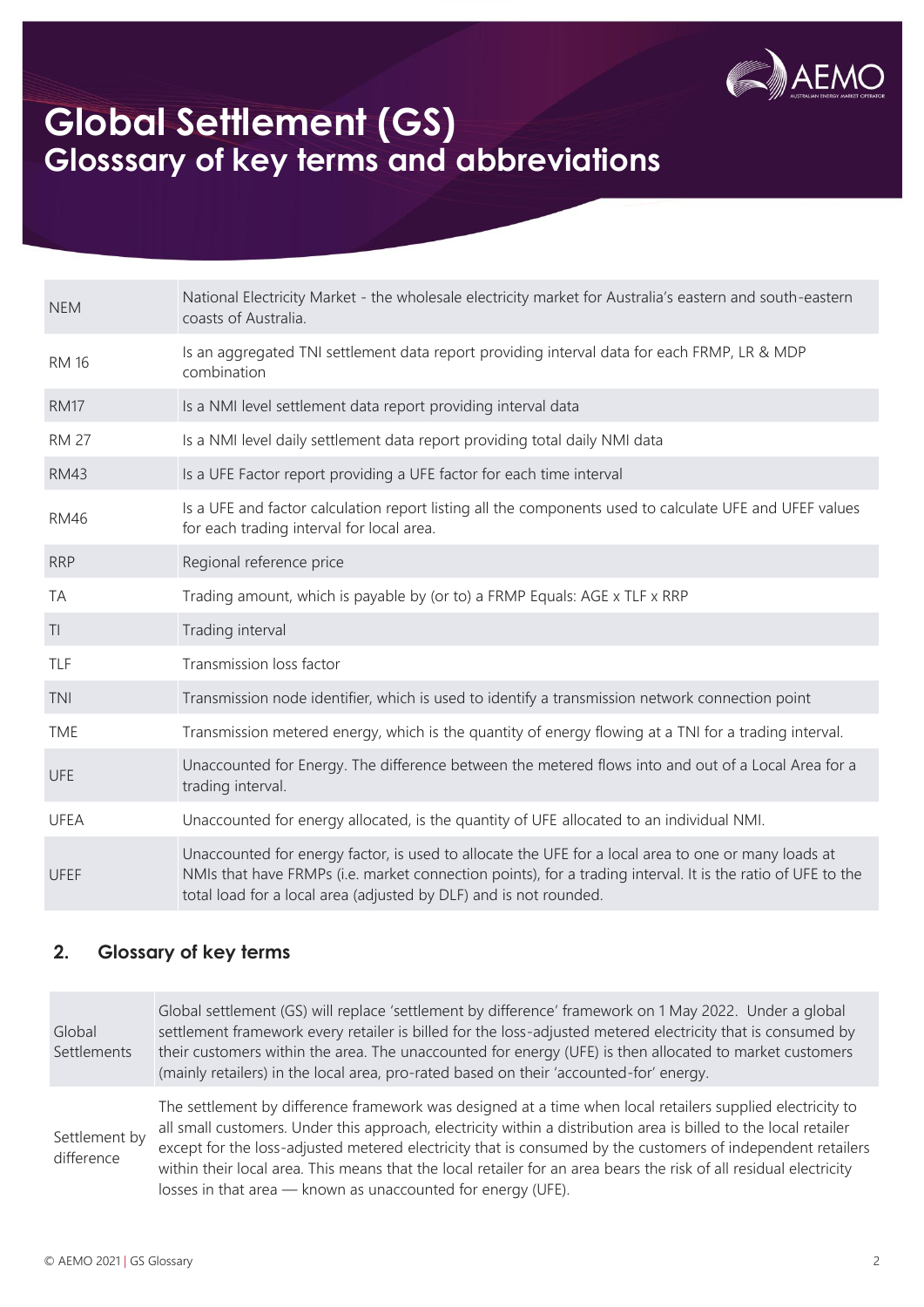# Global Settlement (GS)

## Glosssary of key terms and abbreviations

| | |
|---|---|
| NEM | National Electricity Market - the wholesale electricity market for Australia's eastern and south-eastern coasts of Australia. |
| RM 16 | Is an aggregated TNI settlement data report providing interval data for each FRMP, LR & MDP combination |
| RM17 | Is a NMI level settlement data report providing interval data |
| RM 27 | Is a NMI level daily settlement data report providing total daily NMI data |
| RM43 | Is a UFE Factor report providing a UFE factor for each time interval |
| RM46 | Is a UFE and factor calculation report listing all the components used to calculate UFE and UFEF values for each trading interval for local area. |
| RRP | Regional reference price |
| TA | Trading amount, which is payable by (or to) a FRMP Equals: AGE x TLF x RRP |
| TI | Trading interval |
| TLF | Transmission loss factor |
| TNI | Transmission node identifier, which is used to identify a transmission network connection point |
| TME | Transmission metered energy, which is the quantity of energy flowing at a TNI for a trading interval. |
| UFE | Unaccounted for Energy. The difference between the metered flows into and out of a Local Area for a trading interval. |
| UFEA | Unaccounted for energy allocated, is the quantity of UFE allocated to an individual NMI. |
| UFEF | Unaccounted for energy factor, is used to allocate the UFE for a local area to one or many loads at NMIs that have FRMPs (i.e. market connection points), for a trading interval. It is the ratio of UFE to the total load for a local area (adjusted by DLF) and is not rounded. |

## 2. Glossary of key terms

| | |
|---|---|
| Global Settlements | Global settlement (GS) will replace 'settlement by difference' framework on 1 May 2022. Under a global settlement framework every retailer is billed for the loss-adjusted metered electricity that is consumed by their customers within the area. The unaccounted for energy (UFE) is then allocated to market customers (mainly retailers) in the local area, pro-rated based on their 'accounted-for' energy. |
| Settlement by difference | The settlement by difference framework was designed at a time when local retailers supplied electricity to all small customers. Under this approach, electricity within a distribution area is billed to the local retailer except for the loss-adjusted metered electricity that is consumed by the customers of independent retailers within their local area. This means that the local retailer for an area bears the risk of all residual electricity losses in that area — known as unaccounted for energy (UFE). |